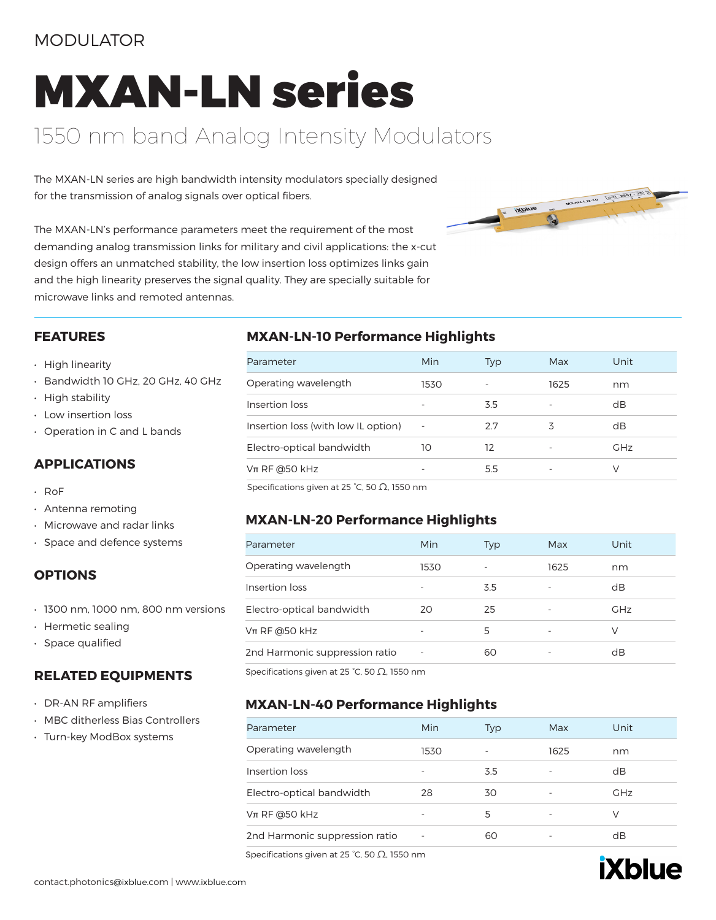MODULATOR

# MXAN-LN series

## 1550 nm band Analog Intensity Modulators

The MXAN-LN series are high bandwidth intensity modulators specially designed for the transmission of analog signals over optical fibers.

The MXAN-LN's performance parameters meet the requirement of the most demanding analog transmission links for military and civil applications: the x-cut design offers an unmatched stability, the low insertion loss optimizes links gain and the high linearity preserves the signal quality. They are specially suitable for microwave links and remoted antennas.

### FEATURES

- High linearity
- Bandwidth 10 GHz, 20 GHz, 40 GHz
- High stability
- Low insertion loss
- Operation in C and L bands

### APPLICATIONS

- RoF
- Antenna remoting
- Microwave and radar links
- Space and defence systems

### OPTIONS

- 1300 nm, 1000 nm, 800 nm versions
- Hermetic sealing
- Space qualified

### RELATED EQUIPMENTS

- DR-AN RF amplifiers
- MBC ditherless Bias Controllers
- Turn-key ModBox systems

### MXAN-LN-10 Performance Highlights

| Parameter | Min | Typ | Max | Unit |
|---|---|---|---|---|
| Operating wavelength | 1530 | - | 1625 | nm |
| Insertion loss | - | 3.5 | - | dB |
| Insertion loss (with low IL option) | - | 2.7 | 3 | dB |
| Electro-optical bandwidth | 10 | 12 | - | GHz |
| Vπ RF @50 kHz | - | 5.5 | - | V |

Specifications given at 25 °C, 50 Ω, 1550 nm

### MXAN-LN-20 Performance Highlights

| Parameter | Min | Typ | Max | Unit |
|---|---|---|---|---|
| Operating wavelength | 1530 | - | 1625 | nm |
| Insertion loss | - | 3.5 | - | dB |
| Electro-optical bandwidth | 20 | 25 | - | GHz |
| Vπ RF @50 kHz | - | 5 | - | V |
| 2nd Harmonic suppression ratio | - | 60 | - | dB |

Specifications given at 25 °C, 50 Ω, 1550 nm

### MXAN-LN-40 Performance Highlights

| Parameter | Min | Typ | Max | Unit |
|---|---|---|---|---|
| Operating wavelength | 1530 | - | 1625 | nm |
| Insertion loss | - | 3.5 | - | dB |
| Electro-optical bandwidth | 28 | 30 | - | GHz |
| Vπ RF @50 kHz | - | 5 | - | V |
| 2nd Harmonic suppression ratio | - | 60 | - | dB |

Specifications given at 25 °C, 50 Ω, 1550 nm

contact.photonics@ixblue.com | www.ixblue.com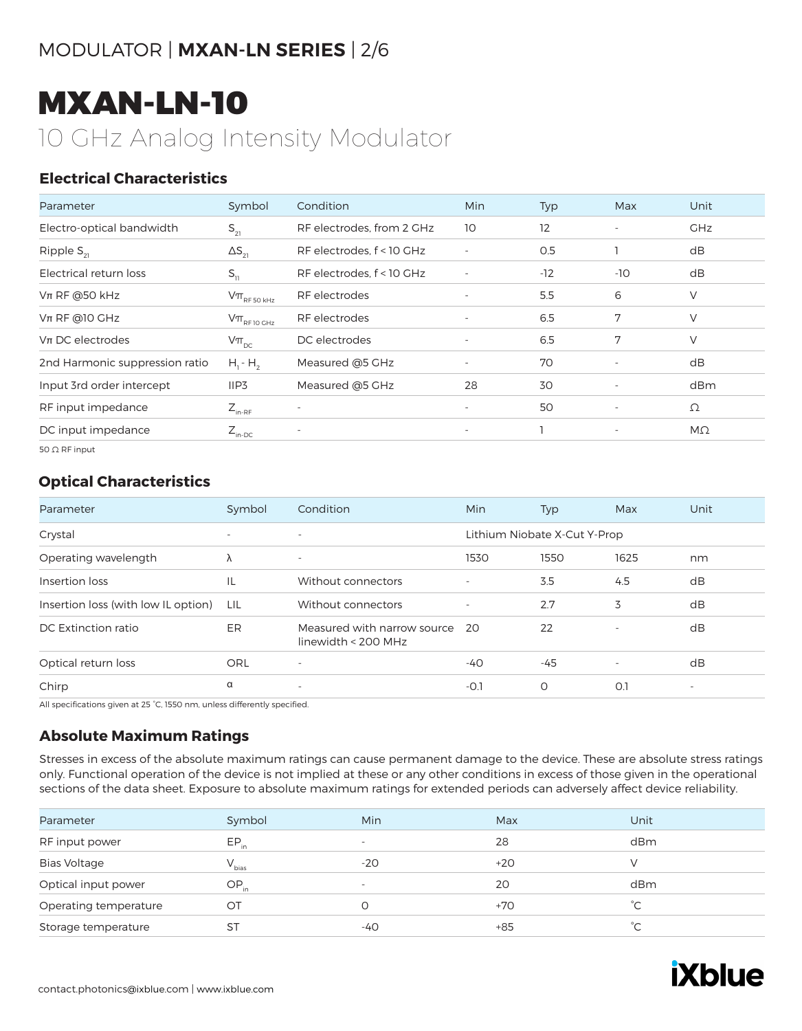# MXAN-LN-10

## 10 GHz Analog Intensity Modulator

### Electrical Characteristics

| Parameter | Symbol | Condition | Min | Typ | Max | Unit |
|---|---|---|---|---|---|---|
| Electro-optical bandwidth | $S_{21}$ | RF electrodes, from 2 GHz | 10 | 12 | - | GHz |
| Ripple $S_{21}$ | $\Delta S_{21}$ | RF electrodes, f < 10 GHz | - | 0.5 | 1 | dB |
| Electrical return loss | $S_{11}$ | RF electrodes, f < 10 GHz | - | -12 | -10 | dB |
| Vπ RF @50 kHz | $V\pi_{RF\ 50\ kHz}$ | RF electrodes | - | 5.5 | 6 | V |
| Vπ RF @10 GHz | $V\pi_{RF\ 10\ GHz}$ | RF electrodes | - | 6.5 | 7 | V |
| Vπ DC electrodes | $V\pi_{DC}$ | DC electrodes | - | 6.5 | 7 | V |
| 2nd Harmonic suppression ratio | $H_1 - H_2$ | Measured @5 GHz | - | 70 | - | dB |
| Input 3rd order intercept | IIP3 | Measured @5 GHz | 28 | 30 | - | dBm |
| RF input impedance | $Z_{in\text{-}RF}$ | - | - | 50 | - | Ω |
| DC input impedance | $Z_{in\text{-}DC}$ | - | - | 1 | - | MΩ |

50 Ω RF input

### Optical Characteristics

| Parameter | Symbol | Condition | Min | Typ | Max | Unit |
|---|---|---|---|---|---|---|
| Crystal | - | - | Lithium Niobate X-Cut Y-Prop | | | |
| Operating wavelength | λ | - | 1530 | 1550 | 1625 | nm |
| Insertion loss | IL | Without connectors | - | 3.5 | 4.5 | dB |
| Insertion loss (with low IL option) | LIL | Without connectors | - | 2.7 | 3 | dB |
| DC Extinction ratio | ER | Measured with narrow source linewidth < 200 MHz | 20 | 22 | - | dB |
| Optical return loss | ORL | - | -40 | -45 | - | dB |
| Chirp | α | - | -0.1 | 0 | 0.1 | - |

All specifications given at 25 °C, 1550 nm, unless differently specified.

### Absolute Maximum Ratings

Stresses in excess of the absolute maximum ratings can cause permanent damage to the device. These are absolute stress ratings only. Functional operation of the device is not implied at these or any other conditions in excess of those given in the operational sections of the data sheet. Exposure to absolute maximum ratings for extended periods can adversely affect device reliability.

| Parameter | Symbol | Min | Max | Unit |
|---|---|---|---|---|
| RF input power | $EP_{in}$ | - | 28 | dBm |
| Bias Voltage | $V_{bias}$ | -20 | +20 | V |
| Optical input power | $OP_{in}$ | - | 20 | dBm |
| Operating temperature | OT | 0 | +70 | °C |
| Storage temperature | ST | -40 | +85 | °C |

contact.photonics@ixblue.com | www.ixblue.com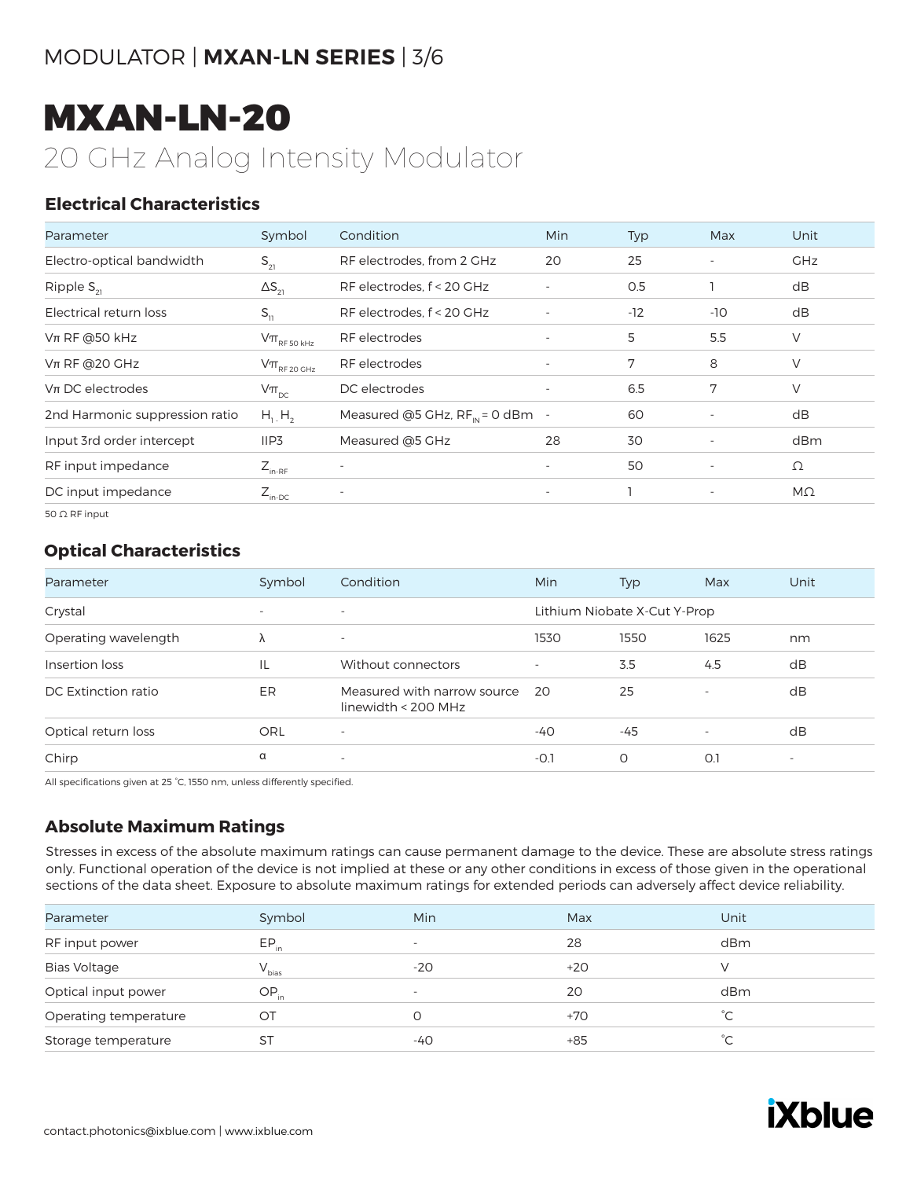# MXAN-LN-20

## 20 GHz Analog Intensity Modulator

### Electrical Characteristics

| Parameter | Symbol | Condition | Min | Typ | Max | Unit |
|---|---|---|---|---|---|---|
| Electro-optical bandwidth | $S_{21}$ | RF electrodes, from 2 GHz | 20 | 25 | - | GHz |
| Ripple $S_{21}$ | $\Delta S_{21}$ | RF electrodes, f < 20 GHz | - | 0.5 | 1 | dB |
| Electrical return loss | $S_{11}$ | RF electrodes, f < 20 GHz | - | -12 | -10 | dB |
| Vπ RF @50 kHz | $V\pi_{RF\ 50\ kHz}$ | RF electrodes | - | 5 | 5.5 | V |
| Vπ RF @20 GHz | $V\pi_{RF\ 20\ GHz}$ | RF electrodes | - | 7 | 8 | V |
| Vπ DC electrodes | $V\pi_{DC}$ | DC electrodes | - | 6.5 | 7 | V |
| 2nd Harmonic suppression ratio | $H_1 - H_2$ | Measured @5 GHz, $RF_{IN}$ = 0 dBm | - | 60 | - | dB |
| Input 3rd order intercept | IIP3 | Measured @5 GHz | 28 | 30 | - | dBm |
| RF input impedance | $Z_{in\text{-}RF}$ | - | - | 50 | - | Ω |
| DC input impedance | $Z_{in\text{-}DC}$ | - | - | 1 | - | MΩ |

50 Ω RF input

### Optical Characteristics

| Parameter | Symbol | Condition | Min | Typ | Max | Unit |
|---|---|---|---|---|---|---|
| Crystal | - | - | Lithium Niobate X-Cut Y-Prop | | | |
| Operating wavelength | λ | - | 1530 | 1550 | 1625 | nm |
| Insertion loss | IL | Without connectors | - | 3.5 | 4.5 | dB |
| DC Extinction ratio | ER | Measured with narrow source linewidth < 200 MHz | 20 | 25 | - | dB |
| Optical return loss | ORL | - | -40 | -45 | - | dB |
| Chirp | α | - | -0.1 | 0 | 0.1 | - |

All specifications given at 25 °C, 1550 nm, unless differently specified.

### Absolute Maximum Ratings

Stresses in excess of the absolute maximum ratings can cause permanent damage to the device. These are absolute stress ratings only. Functional operation of the device is not implied at these or any other conditions in excess of those given in the operational sections of the data sheet. Exposure to absolute maximum ratings for extended periods can adversely affect device reliability.

| Parameter | Symbol | Min | Max | Unit |
|---|---|---|---|---|
| RF input power | $EP_{in}$ | - | 28 | dBm |
| Bias Voltage | $V_{bias}$ | -20 | +20 | V |
| Optical input power | $OP_{in}$ | - | 20 | dBm |
| Operating temperature | OT | 0 | +70 | °C |
| Storage temperature | ST | -40 | +85 | °C |

contact.photonics@ixblue.com | www.ixblue.com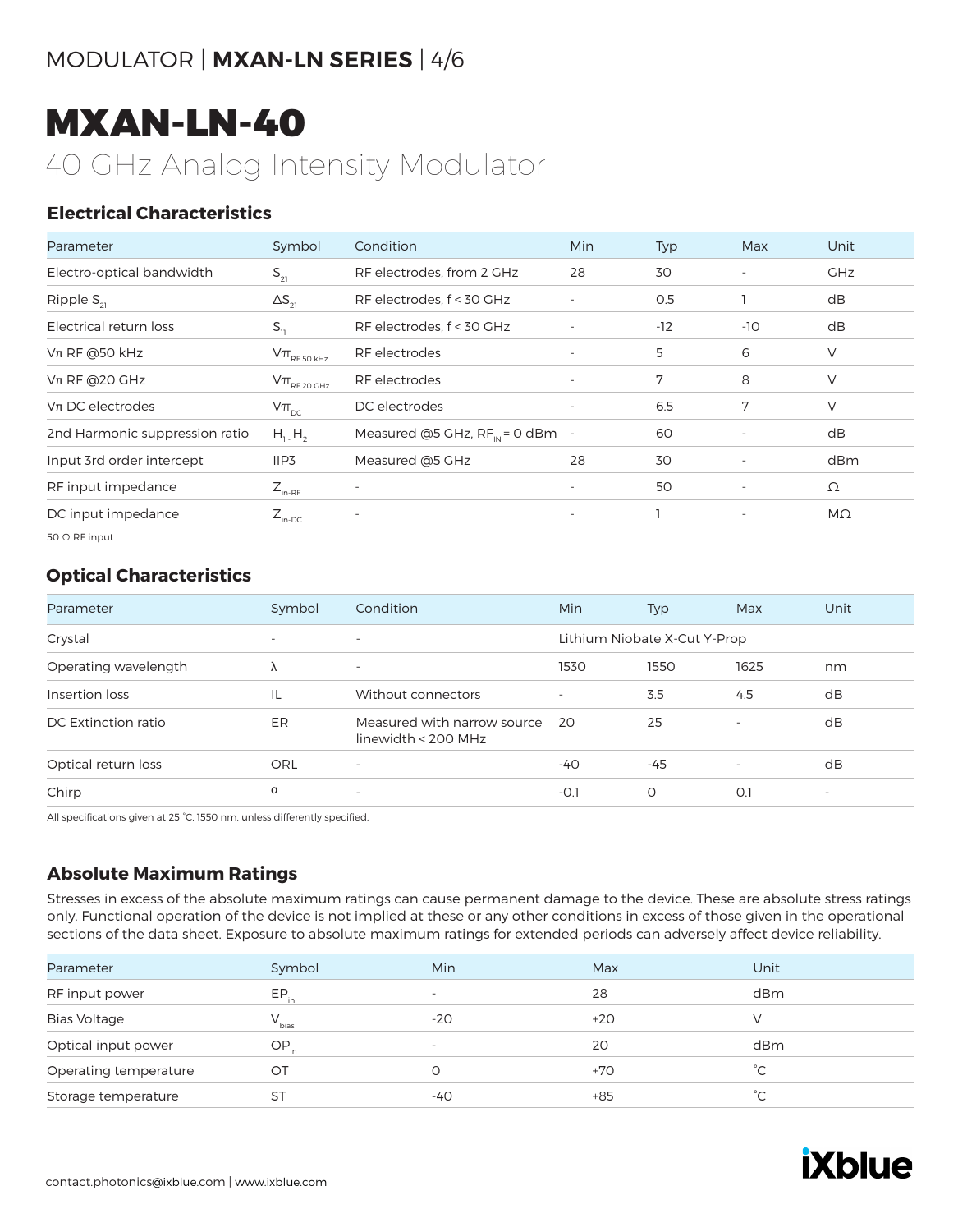# MXAN-LN-40

## 40 GHz Analog Intensity Modulator

### Electrical Characteristics

| Parameter | Symbol | Condition | Min | Typ | Max | Unit |
|---|---|---|---|---|---|---|
| Electro-optical bandwidth | $S_{21}$ | RF electrodes, from 2 GHz | 28 | 30 | - | GHz |
| Ripple $S_{21}$ | $\Delta S_{21}$ | RF electrodes, f < 30 GHz | - | 0.5 | 1 | dB |
| Electrical return loss | $S_{11}$ | RF electrodes, f < 30 GHz | - | -12 | -10 | dB |
| Vπ RF @50 kHz | $V\pi_{RF\ 50\ kHz}$ | RF electrodes | - | 5 | 6 | V |
| Vπ RF @20 GHz | $V\pi_{RF\ 20\ GHz}$ | RF electrodes | - | 7 | 8 | V |
| Vπ DC electrodes | $V\pi_{DC}$ | DC electrodes | - | 6.5 | 7 | V |
| 2nd Harmonic suppression ratio | $H_1 - H_2$ | Measured @5 GHz, $RF_{IN}$ = 0 dBm | - | 60 | - | dB |
| Input 3rd order intercept | IIP3 | Measured @5 GHz | 28 | 30 | - | dBm |
| RF input impedance | $Z_{in-RF}$ | - | - | 50 | - | Ω |
| DC input impedance | $Z_{in-DC}$ | - | - | 1 | - | MΩ |

50 Ω RF input

### Optical Characteristics

| Parameter | Symbol | Condition | Min | Typ | Max | Unit |
|---|---|---|---|---|---|---|
| Crystal | - | - | Lithium Niobate X-Cut Y-Prop | | | |
| Operating wavelength | λ | - | 1530 | 1550 | 1625 | nm |
| Insertion loss | IL | Without connectors | - | 3.5 | 4.5 | dB |
| DC Extinction ratio | ER | Measured with narrow source linewidth < 200 MHz | 20 | 25 | - | dB |
| Optical return loss | ORL | - | -40 | -45 | - | dB |
| Chirp | α | - | -0.1 | 0 | 0.1 | - |

All specifications given at 25 °C, 1550 nm, unless differently specified.

### Absolute Maximum Ratings

Stresses in excess of the absolute maximum ratings can cause permanent damage to the device. These are absolute stress ratings only. Functional operation of the device is not implied at these or any other conditions in excess of those given in the operational sections of the data sheet. Exposure to absolute maximum ratings for extended periods can adversely affect device reliability.

| Parameter | Symbol | Min | Max | Unit |
|---|---|---|---|---|
| RF input power | $EP_{in}$ | - | 28 | dBm |
| Bias Voltage | $V_{bias}$ | -20 | +20 | V |
| Optical input power | $OP_{in}$ | - | 20 | dBm |
| Operating temperature | OT | 0 | +70 | °C |
| Storage temperature | ST | -40 | +85 | °C |

contact.photonics@ixblue.com | www.ixblue.com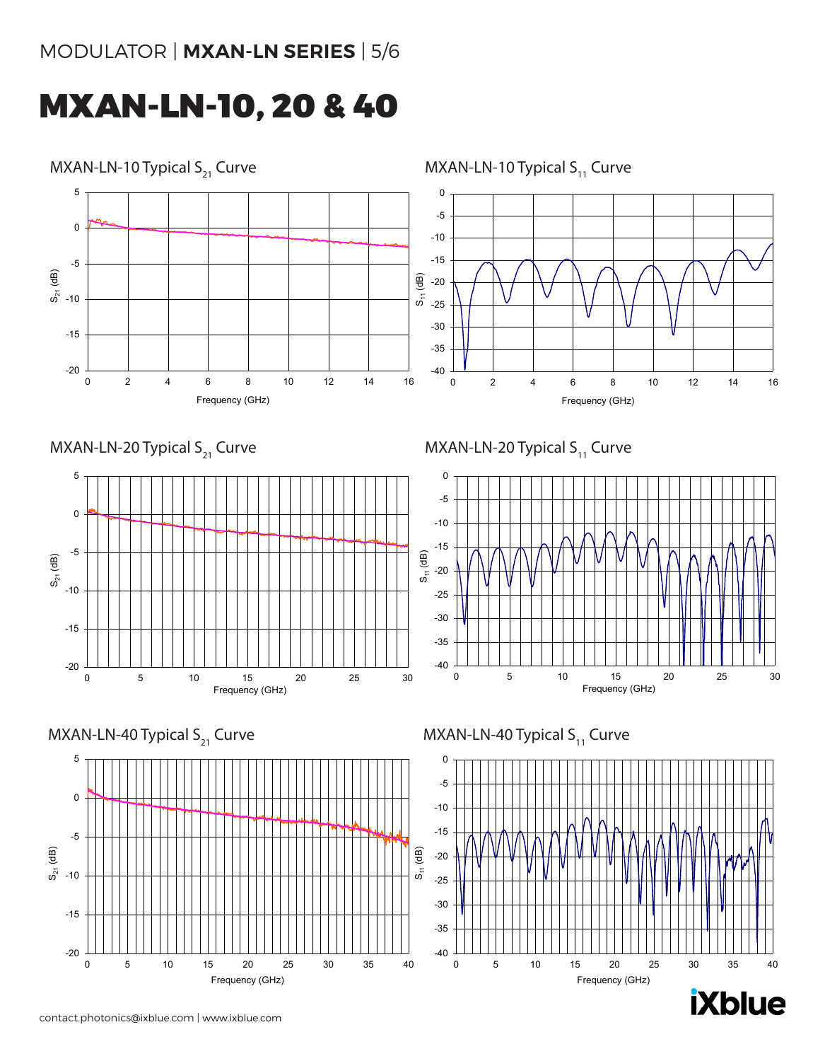# MXAN-LN-10, 20 & 40

MXAN-LN-10 Typical $S_{21}$ Curve

MXAN-LN-10 Typical $S_{11}$ Curve

MXAN-LN-20 Typical $S_{21}$ Curve

MXAN-LN-20 Typical $S_{11}$ Curve

MXAN-LN-40 Typical $S_{21}$ Curve

MXAN-LN-40 Typical $S_{11}$ Curve

contact.photonics@ixblue.com | www.ixblue.com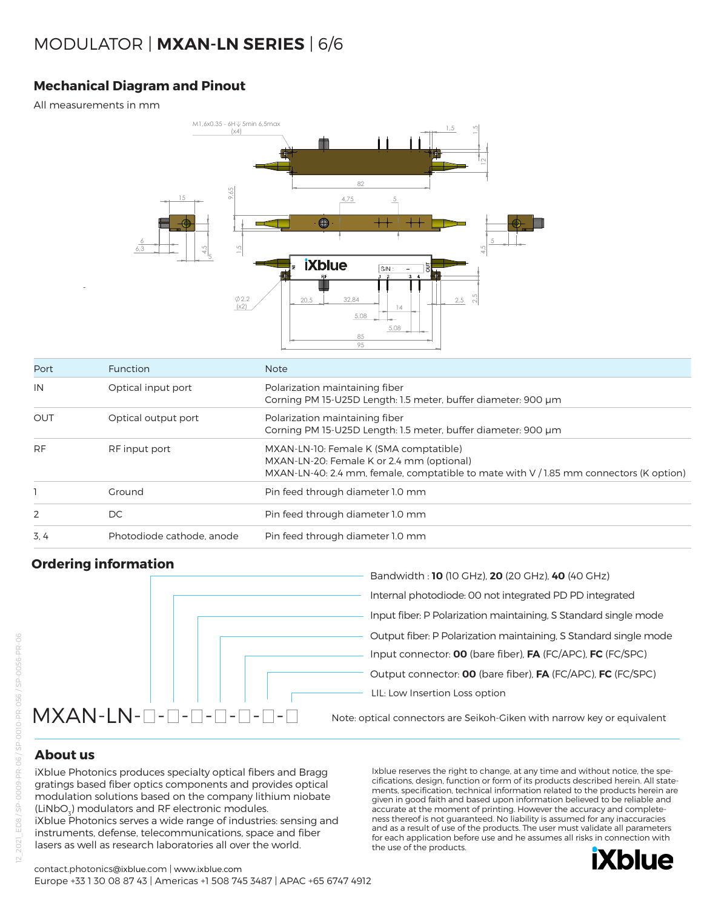## Mechanical Diagram and Pinout

All measurements in mm

M1,6x0.35 - 6H ↓ 5min 6,5max (x4)

1,5
1,5
12
82
9,65
15
4,75
5
6
6,3
4,5
5
1,5
5
4,5
Ø2,2 (x2)
20,5
32,84
5,08
14
5,08
85
95
2,5
2,5

IN
iXblue
S/N :
OUT
RF
1 2 3 4

| Port | Function | Note |
|---|---|---|
| IN | Optical input port | Polarization maintaining fiber<br>Corning PM 15-U25D Length: 1.5 meter, buffer diameter: 900 µm |
| OUT | Optical output port | Polarization maintaining fiber<br>Corning PM 15-U25D Length: 1.5 meter, buffer diameter: 900 µm |
| RF | RF input port | MXAN-LN-10: Female K (SMA comptatible)<br>MXAN-LN-20: Female K or 2.4 mm (optional)<br>MXAN-LN-40: 2.4 mm, female, comptatible to mate with V / 1.85 mm connectors (K option) |
| 1 | Ground | Pin feed through diameter 1.0 mm |
| 2 | DC | Pin feed through diameter 1.0 mm |
| 3, 4 | Photodiode cathode, anode | Pin feed through diameter 1.0 mm |

## Ordering information

MXAN-LN-□-□-□-□-□-□-□

- Bandwidth : **10** (10 GHz), **20** (20 GHz), **40** (40 GHz)
- Internal photodiode: 00 not integrated PD PD integrated
- Input fiber: P Polarization maintaining, S Standard single mode
- Output fiber: P Polarization maintaining, S Standard single mode
- Input connector: **00** (bare fiber), **FA** (FC/APC), **FC** (FC/SPC)
- Output connector: **00** (bare fiber), **FA** (FC/APC), **FC** (FC/SPC)
- LIL: Low Insertion Loss option

Note: optical connectors are Seikoh-Giken with narrow key or equivalent

## About us

iXblue Photonics produces specialty optical fibers and Bragg gratings based fiber optics components and provides optical modulation solutions based on the company lithium niobate ($LiNbO_3$) modulators and RF electronic modules.
iXblue Photonics serves a wide range of industries: sensing and instruments, defense, telecommunications, space and fiber lasers as well as research laboratories all over the world.

Ixblue reserves the right to change, at any time and without notice, the specifications, design, function or form of its products described herein. All statements, specification, technical information related to the products herein are given in good faith and based upon information believed to be reliable and accurate at the moment of printing. However the accuracy and completeness thereof is not guaranteed. No liability is assumed for any inaccuracies and as a result of use of the products. The user must validate all parameters for each application before use and he assumes all risks in connection with the use of the products.

iXblue

contact.photonics@ixblue.com | www.ixblue.com
Europe +33 1 30 08 87 43 | Americas +1 508 745 3487 | APAC +65 6747 4912

12_2021_ED8 / SP-0009-PR-06 / SP-0010-PR-056 / SP-0056-PR-06